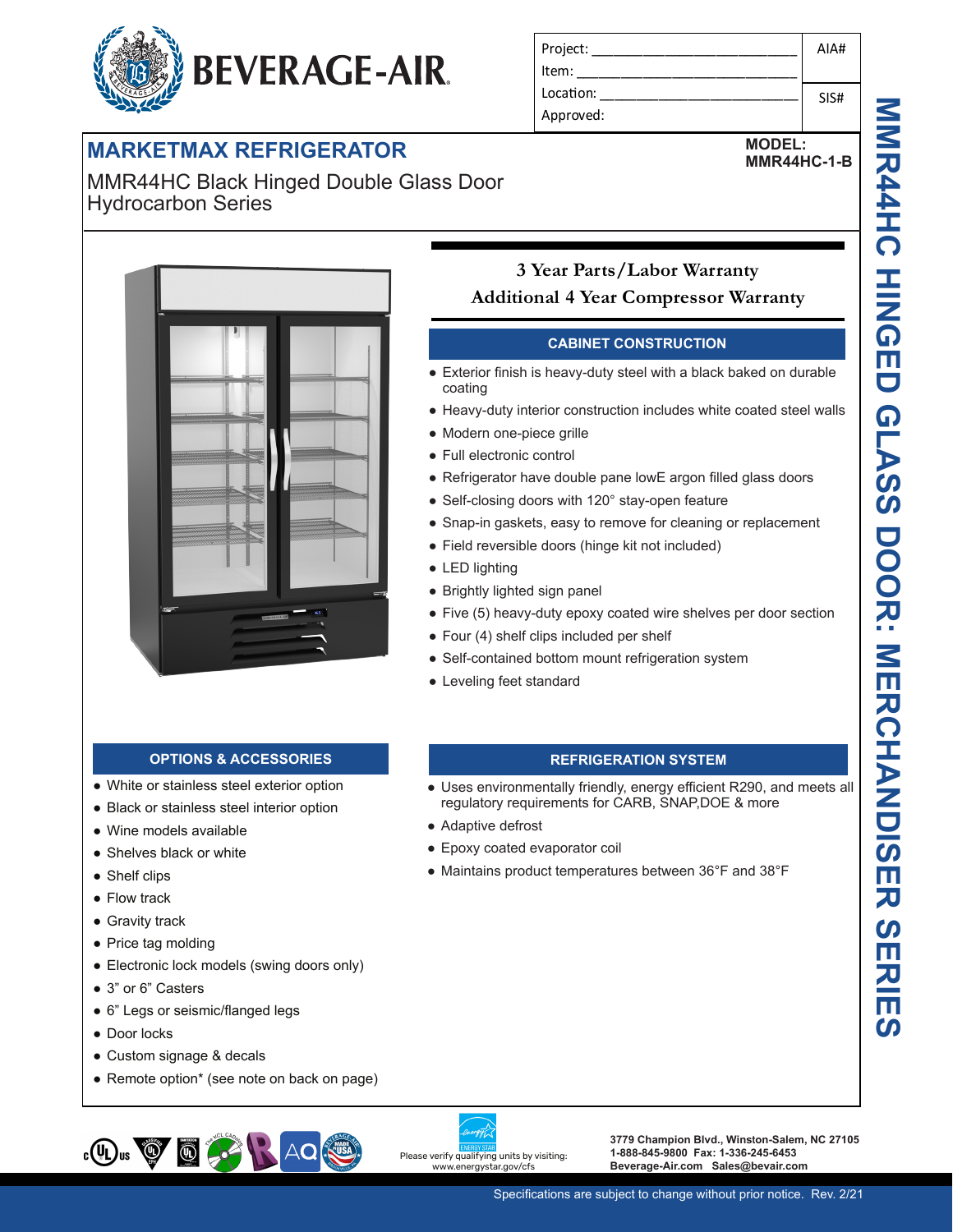# BEVERAGE-AIR

| Project: ______________________ | AIA# |
| --- | --- |
| Item: ______________________ | |
| Location: ______________________ | SIS# |
| Approved: | |

## MARKETMAX REFRIGERATOR

MMR44HC Black Hinged Double Glass Door Hydrocarbon Series

**MODEL: MMR44HC-1-B**

**3 Year Parts/Labor Warranty**
**Additional 4 Year Compressor Warranty**

### CABINET CONSTRUCTION

- Exterior finish is heavy-duty steel with a black baked on durable coating
- Heavy-duty interior construction includes white coated steel walls
- Modern one-piece grille
- Full electronic control
- Refrigerator have double pane lowE argon filled glass doors
- Self-closing doors with 120° stay-open feature
- Snap-in gaskets, easy to remove for cleaning or replacement
- Field reversible doors (hinge kit not included)
- LED lighting
- Brightly lighted sign panel
- Five (5) heavy-duty epoxy coated wire shelves per door section
- Four (4) shelf clips included per shelf
- Self-contained bottom mount refrigeration system
- Leveling feet standard

### OPTIONS & ACCESSORIES

- White or stainless steel exterior option
- Black or stainless steel interior option
- Wine models available
- Shelves black or white
- Shelf clips
- Flow track
- Gravity track
- Price tag molding
- Electronic lock models (swing doors only)
- 3" or 6" Casters
- 6" Legs or seismic/flanged legs
- Door locks
- Custom signage & decals
- Remote option* (see note on back on page)

### REFRIGERATION SYSTEM

- Uses environmentally friendly, energy efficient R290, and meets all regulatory requirements for CARB, SNAP,DOE & more
- Adaptive defrost
- Epoxy coated evaporator coil
- Maintains product temperatures between 36°F and 38°F

MMR44HC HINGED GLASS DOOR: MERCHANDISER SERIES

Please verify qualifying units by visiting: www.energystar.gov/cfs

3779 Champion Blvd., Winston-Salem, NC 27105
1-888-845-9800 Fax: 1-336-245-6453
Beverage-Air.com Sales@bevair.com

Specifications are subject to change without prior notice. Rev. 2/21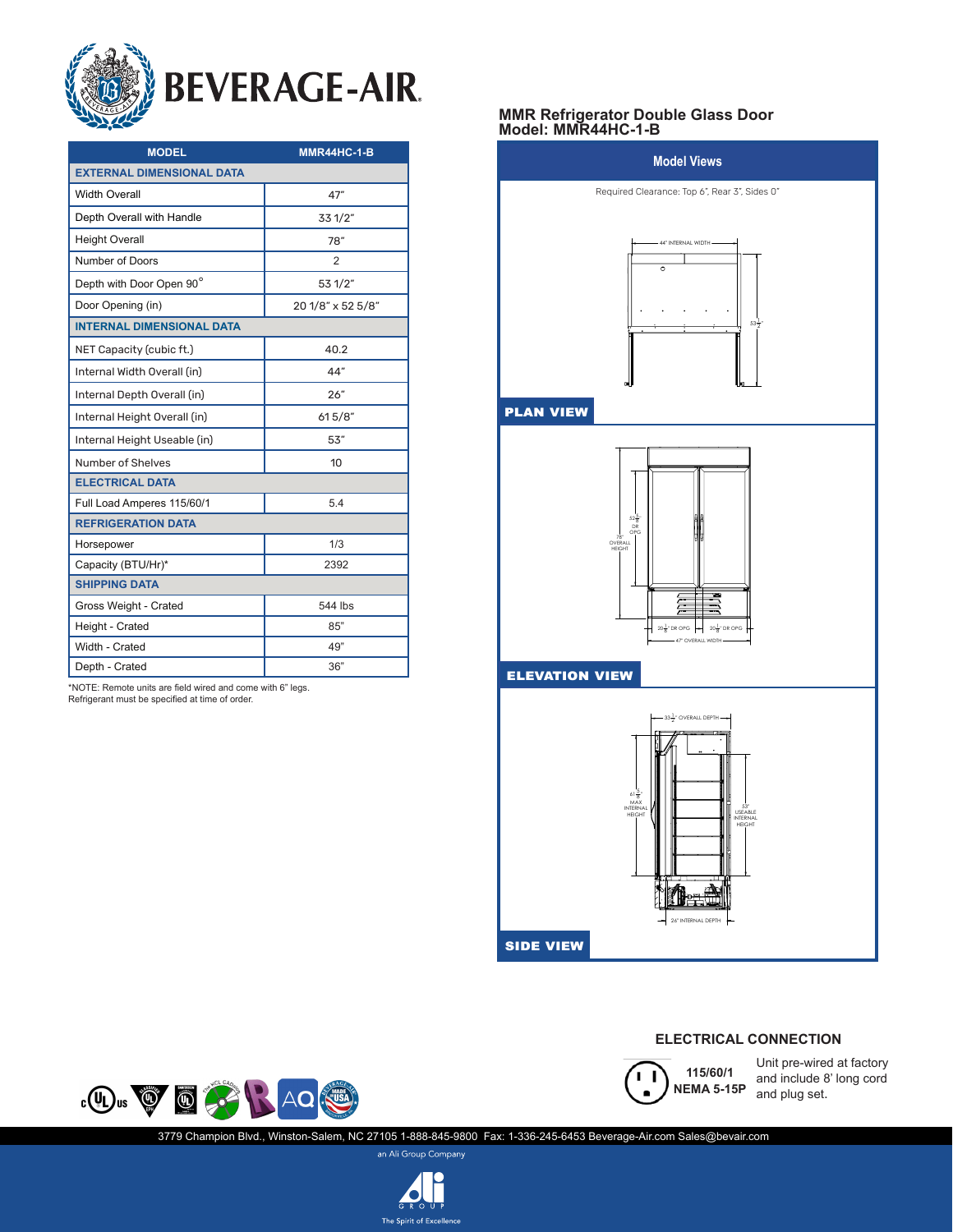# BEVERAGE-AIR

## MMR Refrigerator Double Glass Door
## Model: MMR44HC-1-B

| MODEL | MMR44HC-1-B |
|---|---|
| **EXTERNAL DIMENSIONAL DATA** | |
| Width Overall | 47" |
| Depth Overall with Handle | 33 1/2" |
| Height Overall | 78" |
| Number of Doors | 2 |
| Depth with Door Open 90° | 53 1/2" |
| Door Opening (in) | 20 1/8" x 52 5/8" |
| **INTERNAL DIMENSIONAL DATA** | |
| NET Capacity (cubic ft.) | 40.2 |
| Internal Width Overall (in) | 44" |
| Internal Depth Overall (in) | 26" |
| Internal Height Overall (in) | 61 5/8" |
| Internal Height Useable (in) | 53" |
| Number of Shelves | 10 |
| **ELECTRICAL DATA** | |
| Full Load Amperes 115/60/1 | 5.4 |
| **REFRIGERATION DATA** | |
| Horsepower | 1/3 |
| Capacity (BTU/Hr)* | 2392 |
| **SHIPPING DATA** | |
| Gross Weight - Crated | 544 lbs |
| Height - Crated | 85" |
| Width - Crated | 49" |
| Depth - Crated | 36" |

*NOTE: Remote units are field wired and come with 6" legs.
Refrigerant must be specified at time of order.

### Model Views

Required Clearance: Top 6", Rear 3", Sides 0"

44" INTERNAL WIDTH

53 1/2

**PLAN VIEW**

52 5/8 DR OPG

78" OVERALL HEIGHT

20 1/8" DR OPG

20 1/8" DR OPG

47" OVERALL WIDTH

**ELEVATION VIEW**

33 1/2" OVERALL DEPTH

61 5/8 MAX INTERNAL HEIGHT

53" USEABLE INTERNAL HEIGHT

26" INTERNAL DEPTH

**SIDE VIEW**

### ELECTRICAL CONNECTION

**115/60/1**
**NEMA 5-15P**

Unit pre-wired at factory and include 8' long cord and plug set.

3779 Champion Blvd., Winston-Salem, NC 27105 1-888-845-9800 Fax: 1-336-245-6453 Beverage-Air.com Sales@bevair.com

an Ali Group Company

The Spirit of Excellence